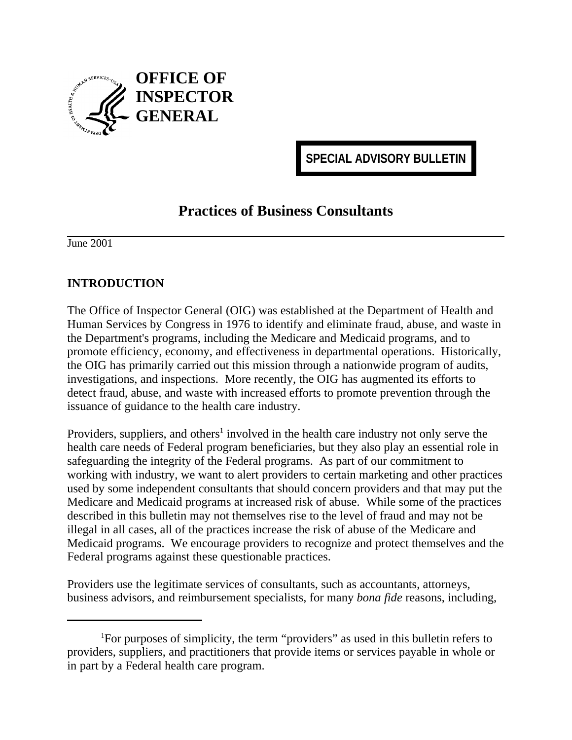**OFFICE OF INSPECTOR GENERAL**

**SPECIAL ADVISORY BULLETIN**

# Practices of Business Consultants

June 2001

## INTRODUCTION

The Office of Inspector General (OIG) was established at the Department of Health and Human Services by Congress in 1976 to identify and eliminate fraud, abuse, and waste in the Department's programs, including the Medicare and Medicaid programs, and to promote efficiency, economy, and effectiveness in departmental operations. Historically, the OIG has primarily carried out this mission through a nationwide program of audits, investigations, and inspections. More recently, the OIG has augmented its efforts to detect fraud, abuse, and waste with increased efforts to promote prevention through the issuance of guidance to the health care industry.

Providers, suppliers, and others[1] involved in the health care industry not only serve the health care needs of Federal program beneficiaries, but they also play an essential role in safeguarding the integrity of the Federal programs. As part of our commitment to working with industry, we want to alert providers to certain marketing and other practices used by some independent consultants that should concern providers and that may put the Medicare and Medicaid programs at increased risk of abuse. While some of the practices described in this bulletin may not themselves rise to the level of fraud and may not be illegal in all cases, all of the practices increase the risk of abuse of the Medicare and Medicaid programs. We encourage providers to recognize and protect themselves and the Federal programs against these questionable practices.

Providers use the legitimate services of consultants, such as accountants, attorneys, business advisors, and reimbursement specialists, for many *bona fide* reasons, including,

---

[1] For purposes of simplicity, the term "providers" as used in this bulletin refers to providers, suppliers, and practitioners that provide items or services payable in whole or in part by a Federal health care program.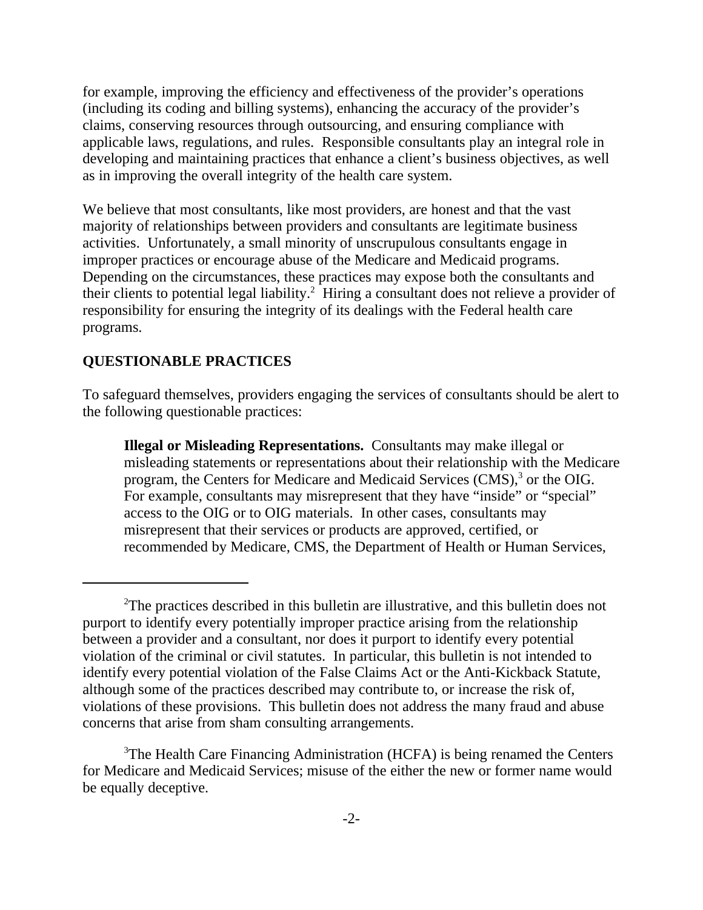for example, improving the efficiency and effectiveness of the provider's operations (including its coding and billing systems), enhancing the accuracy of the provider's claims, conserving resources through outsourcing, and ensuring compliance with applicable laws, regulations, and rules. Responsible consultants play an integral role in developing and maintaining practices that enhance a client's business objectives, as well as in improving the overall integrity of the health care system.

We believe that most consultants, like most providers, are honest and that the vast majority of relationships between providers and consultants are legitimate business activities. Unfortunately, a small minority of unscrupulous consultants engage in improper practices or encourage abuse of the Medicare and Medicaid programs. Depending on the circumstances, these practices may expose both the consultants and their clients to potential legal liability.[2] Hiring a consultant does not relieve a provider of responsibility for ensuring the integrity of its dealings with the Federal health care programs.

## QUESTIONABLE PRACTICES

To safeguard themselves, providers engaging the services of consultants should be alert to the following questionable practices:

> **Illegal or Misleading Representations.** Consultants may make illegal or misleading statements or representations about their relationship with the Medicare program, the Centers for Medicare and Medicaid Services (CMS),[3] or the OIG. For example, consultants may misrepresent that they have "inside" or "special" access to the OIG or to OIG materials. In other cases, consultants may misrepresent that their services or products are approved, certified, or recommended by Medicare, CMS, the Department of Health or Human Services,

---

[2]The practices described in this bulletin are illustrative, and this bulletin does not purport to identify every potentially improper practice arising from the relationship between a provider and a consultant, nor does it purport to identify every potential violation of the criminal or civil statutes. In particular, this bulletin is not intended to identify every potential violation of the False Claims Act or the Anti-Kickback Statute, although some of the practices described may contribute to, or increase the risk of, violations of these provisions. This bulletin does not address the many fraud and abuse concerns that arise from sham consulting arrangements.

[3]The Health Care Financing Administration (HCFA) is being renamed the Centers for Medicare and Medicaid Services; misuse of the either the new or former name would be equally deceptive.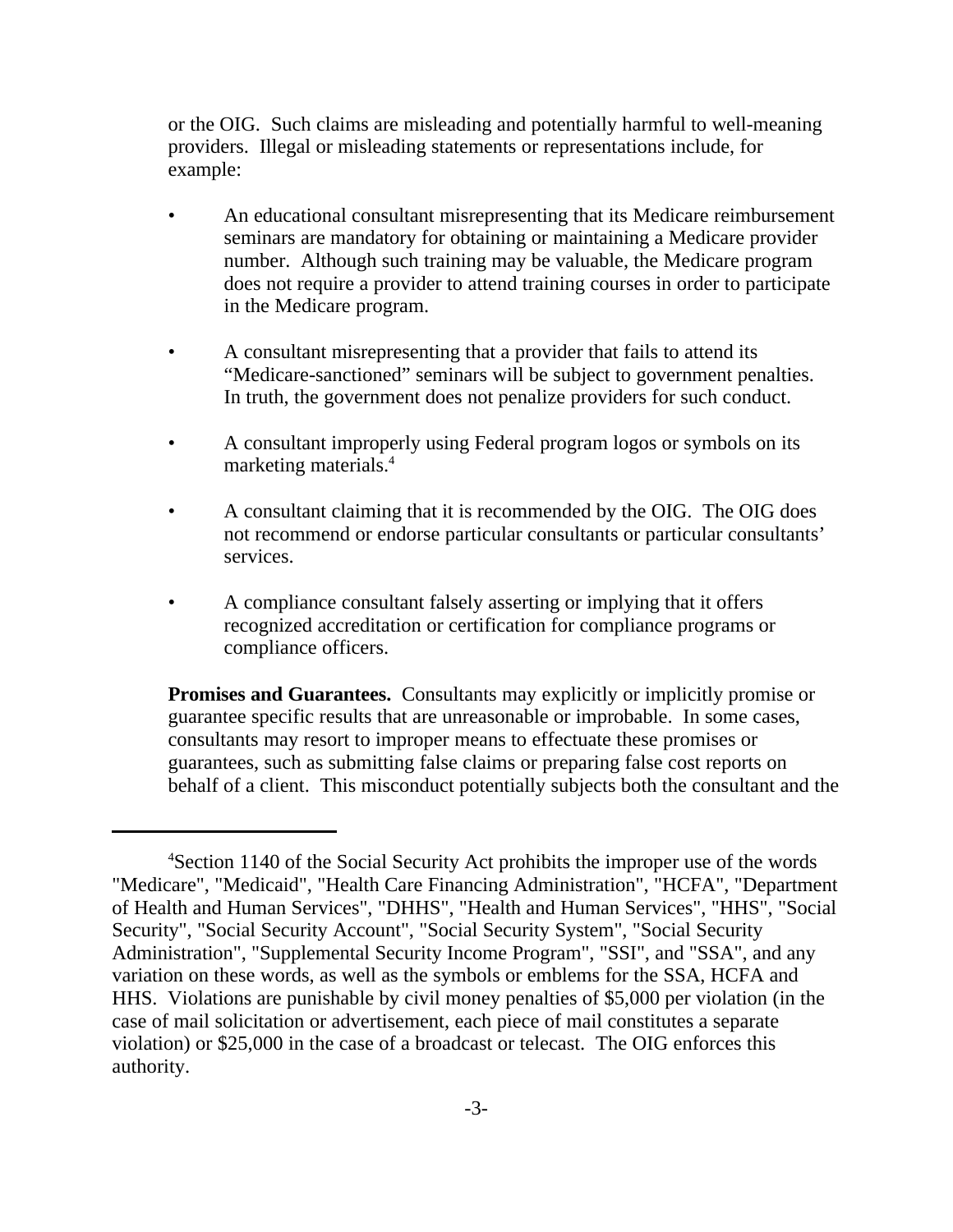or the OIG. Such claims are misleading and potentially harmful to well-meaning providers. Illegal or misleading statements or representations include, for example:

- An educational consultant misrepresenting that its Medicare reimbursement seminars are mandatory for obtaining or maintaining a Medicare provider number. Although such training may be valuable, the Medicare program does not require a provider to attend training courses in order to participate in the Medicare program.

- A consultant misrepresenting that a provider that fails to attend its "Medicare-sanctioned" seminars will be subject to government penalties. In truth, the government does not penalize providers for such conduct.

- A consultant improperly using Federal program logos or symbols on its marketing materials.[4]

- A consultant claiming that it is recommended by the OIG. The OIG does not recommend or endorse particular consultants or particular consultants' services.

- A compliance consultant falsely asserting or implying that it offers recognized accreditation or certification for compliance programs or compliance officers.

**Promises and Guarantees.** Consultants may explicitly or implicitly promise or guarantee specific results that are unreasonable or improbable. In some cases, consultants may resort to improper means to effectuate these promises or guarantees, such as submitting false claims or preparing false cost reports on behalf of a client. This misconduct potentially subjects both the consultant and the

---

[4]Section 1140 of the Social Security Act prohibits the improper use of the words "Medicare", "Medicaid", "Health Care Financing Administration", "HCFA", "Department of Health and Human Services", "DHHS", "Health and Human Services", "HHS", "Social Security", "Social Security Account", "Social Security System", "Social Security Administration", "Supplemental Security Income Program", "SSI", and "SSA", and any variation on these words, as well as the symbols or emblems for the SSA, HCFA and HHS. Violations are punishable by civil money penalties of $5,000 per violation (in the case of mail solicitation or advertisement, each piece of mail constitutes a separate violation) or $25,000 in the case of a broadcast or telecast. The OIG enforces this authority.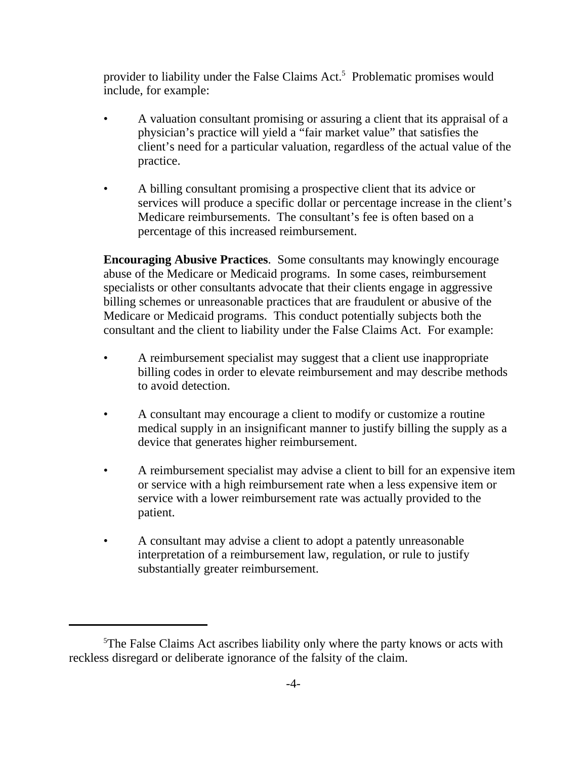provider to liability under the False Claims Act.[5] Problematic promises would include, for example:

- A valuation consultant promising or assuring a client that its appraisal of a physician's practice will yield a "fair market value" that satisfies the client's need for a particular valuation, regardless of the actual value of the practice.
- A billing consultant promising a prospective client that its advice or services will produce a specific dollar or percentage increase in the client's Medicare reimbursements. The consultant's fee is often based on a percentage of this increased reimbursement.

**Encouraging Abusive Practices**. Some consultants may knowingly encourage abuse of the Medicare or Medicaid programs. In some cases, reimbursement specialists or other consultants advocate that their clients engage in aggressive billing schemes or unreasonable practices that are fraudulent or abusive of the Medicare or Medicaid programs. This conduct potentially subjects both the consultant and the client to liability under the False Claims Act. For example:

- A reimbursement specialist may suggest that a client use inappropriate billing codes in order to elevate reimbursement and may describe methods to avoid detection.
- A consultant may encourage a client to modify or customize a routine medical supply in an insignificant manner to justify billing the supply as a device that generates higher reimbursement.
- A reimbursement specialist may advise a client to bill for an expensive item or service with a high reimbursement rate when a less expensive item or service with a lower reimbursement rate was actually provided to the patient.
- A consultant may advise a client to adopt a patently unreasonable interpretation of a reimbursement law, regulation, or rule to justify substantially greater reimbursement.

---

[5] The False Claims Act ascribes liability only where the party knows or acts with reckless disregard or deliberate ignorance of the falsity of the claim.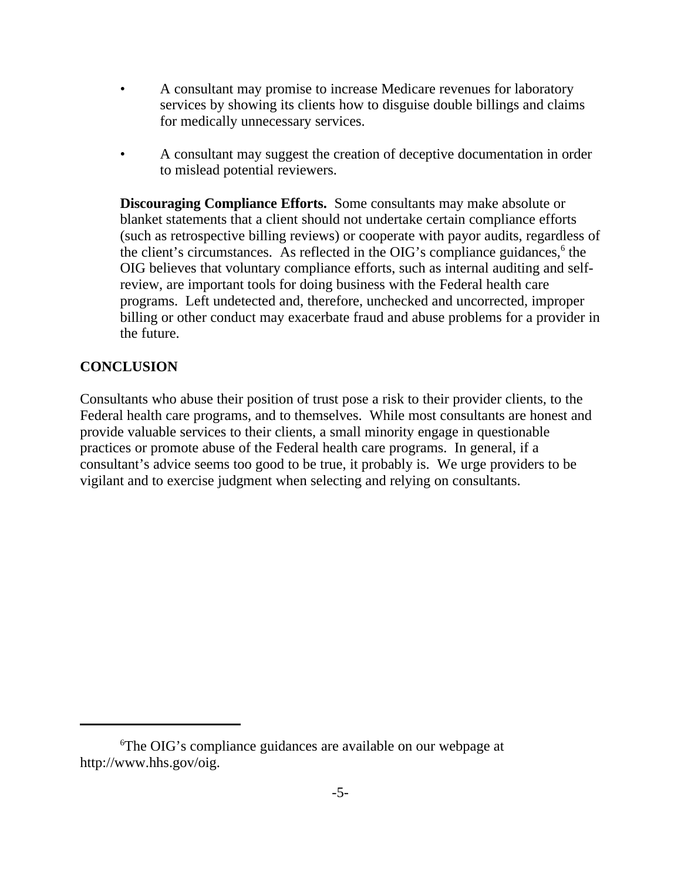- A consultant may promise to increase Medicare revenues for laboratory services by showing its clients how to disguise double billings and claims for medically unnecessary services.

- A consultant may suggest the creation of deceptive documentation in order to mislead potential reviewers.

**Discouraging Compliance Efforts.** Some consultants may make absolute or blanket statements that a client should not undertake certain compliance efforts (such as retrospective billing reviews) or cooperate with payor audits, regardless of the client's circumstances. As reflected in the OIG's compliance guidances,[6] the OIG believes that voluntary compliance efforts, such as internal auditing and self-review, are important tools for doing business with the Federal health care programs. Left undetected and, therefore, unchecked and uncorrected, improper billing or other conduct may exacerbate fraud and abuse problems for a provider in the future.

## CONCLUSION

Consultants who abuse their position of trust pose a risk to their provider clients, to the Federal health care programs, and to themselves. While most consultants are honest and provide valuable services to their clients, a small minority engage in questionable practices or promote abuse of the Federal health care programs. In general, if a consultant's advice seems too good to be true, it probably is. We urge providers to be vigilant and to exercise judgment when selecting and relying on consultants.

---

[6] The OIG's compliance guidances are available on our webpage at http://www.hhs.gov/oig.